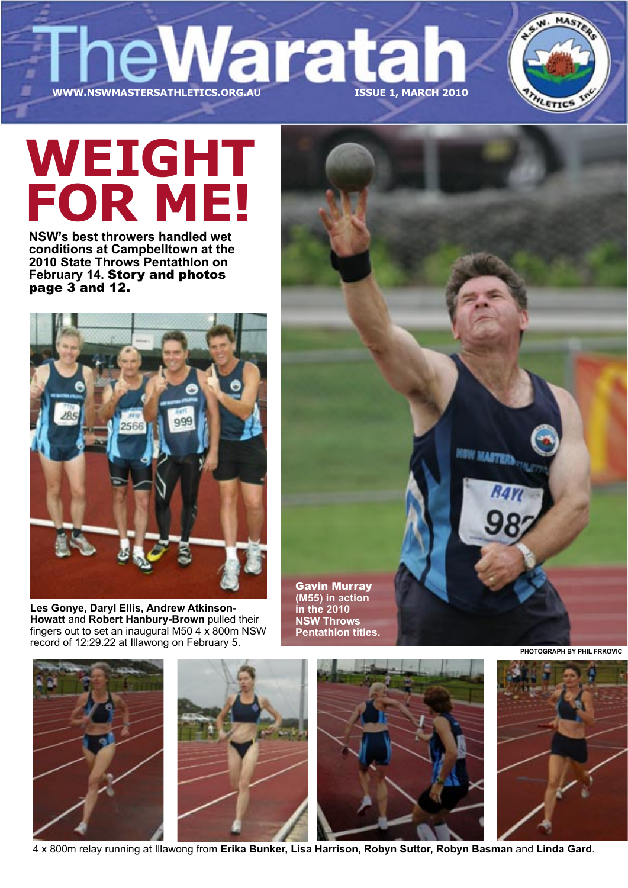# The Waratah

WWW.NSWMASTERSATHLETICS.ORG.AU

ISSUE 1, MARCH 2010

# WEIGHT FOR ME!

**NSW's best throwers handled wet conditions at Campbelltown at the 2010 State Throws Pentathlon on February 14. Story and photos page 3 and 12.**

**Les Gonye, Daryl Ellis, Andrew Atkinson-Howatt** and **Robert Hanbury-Brown** pulled their fingers out to set an inaugural M50 4 x 800m NSW record of 12:29.22 at Illawong on February 5.

**Gavin Murray (M55) in action in the 2010 NSW Throws Pentathlon titles.**

PHOTOGRAPH BY PHIL FRKOVIC

4 x 800m relay running at Illawong from **Erika Bunker, Lisa Harrison, Robyn Suttor, Robyn Basman** and **Linda Gard**.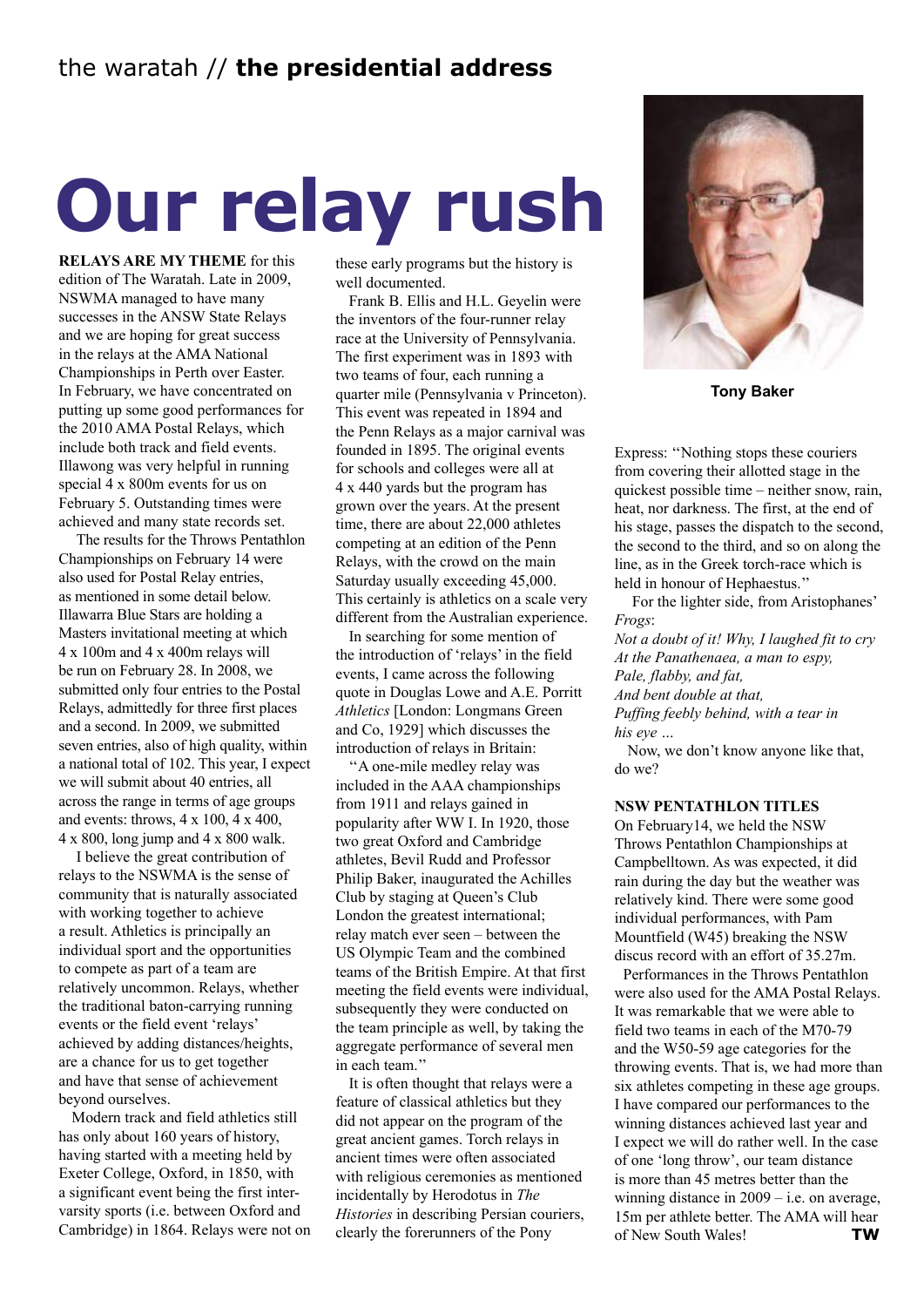# Our relay rush

**RELAYS ARE MY THEME** for this edition of The Waratah. Late in 2009, NSWMA managed to have many successes in the ANSW State Relays and we are hoping for great success in the relays at the AMA National Championships in Perth over Easter. In February, we have concentrated on putting up some good performances for the 2010 AMA Postal Relays, which include both track and field events. Illawong was very helpful in running special 4 x 800m events for us on February 5. Outstanding times were achieved and many state records set.

The results for the Throws Pentathlon Championships on February 14 were also used for Postal Relay entries, as mentioned in some detail below. Illawarra Blue Stars are holding a Masters invitational meeting at which 4 x 100m and 4 x 400m relays will be run on February 28. In 2008, we submitted only four entries to the Postal Relays, admittedly for three first places and a second. In 2009, we submitted seven entries, also of high quality, within a national total of 102. This year, I expect we will submit about 40 entries, all across the range in terms of age groups and events: throws, 4 x 100, 4 x 400, 4 x 800, long jump and 4 x 800 walk.

I believe the great contribution of relays to the NSWMA is the sense of community that is naturally associated with working together to achieve a result. Athletics is principally an individual sport and the opportunities to compete as part of a team are relatively uncommon. Relays, whether the traditional baton-carrying running events or the field event 'relays' achieved by adding distances/heights, are a chance for us to get together and have that sense of achievement beyond ourselves.

Modern track and field athletics still has only about 160 years of history, having started with a meeting held by Exeter College, Oxford, in 1850, with a significant event being the first inter-varsity sports (i.e. between Oxford and Cambridge) in 1864. Relays were not on these early programs but the history is well documented.

Frank B. Ellis and H.L. Geyelin were the inventors of the four-runner relay race at the University of Pennsylvania. The first experiment was in 1893 with two teams of four, each running a quarter mile (Pennsylvania v Princeton). This event was repeated in 1894 and the Penn Relays as a major carnival was founded in 1895. The original events for schools and colleges were all at 4 x 440 yards but the program has grown over the years. At the present time, there are about 22,000 athletes competing at an edition of the Penn Relays, with the crowd on the main Saturday usually exceeding 45,000. This certainly is athletics on a scale very different from the Australian experience.

In searching for some mention of the introduction of 'relays' in the field events, I came across the following quote in Douglas Lowe and A.E. Porritt *Athletics* [London: Longmans Green and Co, 1929] which discusses the introduction of relays in Britain:

"A one-mile medley relay was included in the AAA championships from 1911 and relays gained in popularity after WW I. In 1920, those two great Oxford and Cambridge athletes, Bevil Rudd and Professor Philip Baker, inaugurated the Achilles Club by staging at Queen's Club London the greatest international; relay match ever seen – between the US Olympic Team and the combined teams of the British Empire. At that first meeting the field events were individual, subsequently they were conducted on the team principle as well, by taking the aggregate performance of several men in each team."

It is often thought that relays were a feature of classical athletics but they did not appear on the program of the great ancient games. Torch relays in ancient times were often associated with religious ceremonies as mentioned incidentally by Herodotus in *The Histories* in describing Persian couriers, clearly the forerunners of the Pony Express: "Nothing stops these couriers from covering their allotted stage in the quickest possible time – neither snow, rain, heat, nor darkness. The first, at the end of his stage, passes the dispatch to the second, the second to the third, and so on along the line, as in the Greek torch-race which is held in honour of Hephaestus."

**Tony Baker**

For the lighter side, from Aristophanes' *Frogs*:

*Not a doubt of it! Why, I laughed fit to cry*
*At the Panathenaea, a man to espy,*
*Pale, flabby, and fat,*
*And bent double at that,*
*Puffing feebly behind, with a tear in his eye …*

Now, we don't know anyone like that, do we?

## NSW PENTATHLON TITLES

On February14, we held the NSW Throws Pentathlon Championships at Campbelltown. As was expected, it did rain during the day but the weather was relatively kind. There were some good individual performances, with Pam Mountfield (W45) breaking the NSW discus record with an effort of 35.27m.

Performances in the Throws Pentathlon were also used for the AMA Postal Relays. It was remarkable that we were able to field two teams in each of the M70-79 and the W50-59 age categories for the throwing events. That is, we had more than six athletes competing in these age groups. I have compared our performances to the winning distances achieved last year and I expect we will do rather well. In the case of one 'long throw', our team distance is more than 45 metres better than the winning distance in 2009 – i.e. on average, 15m per athlete better. The AMA will hear of New South Wales! **TW**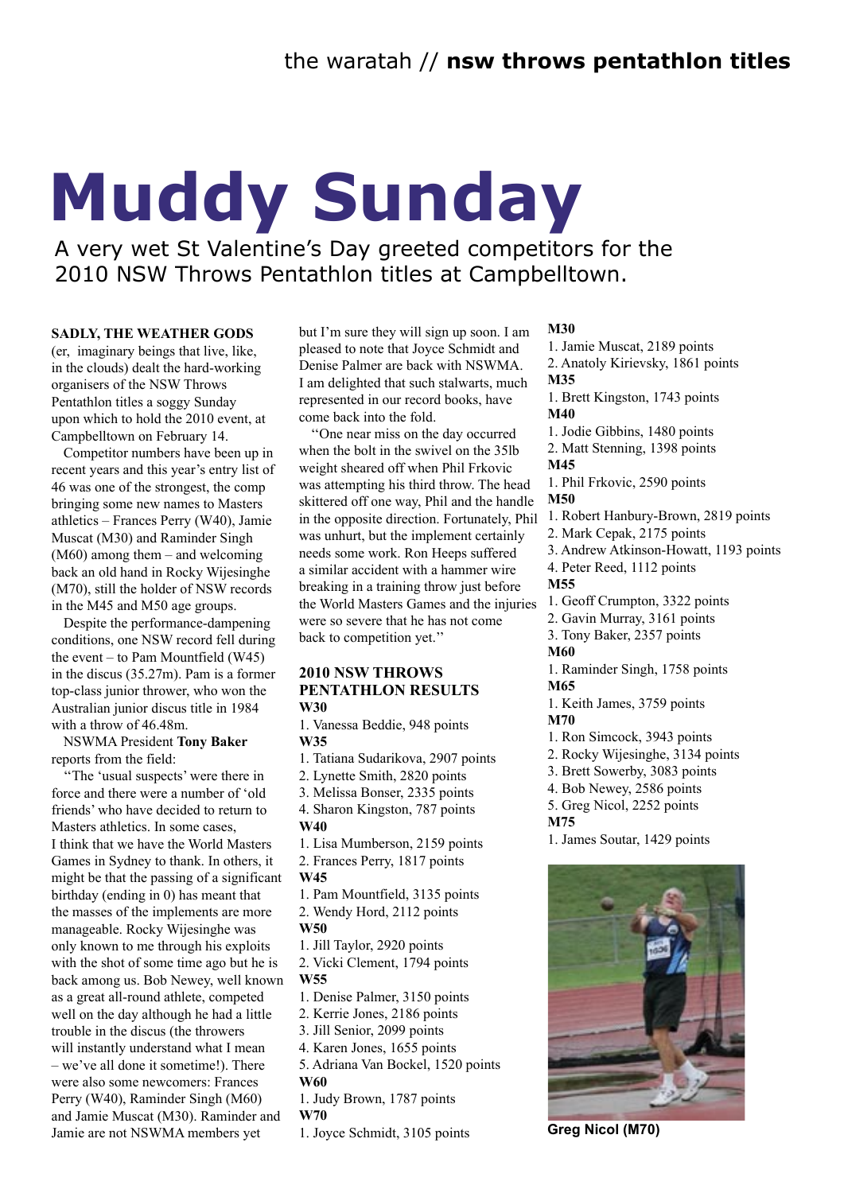// nsw throws pentathlon titles

# Muddy Sunday

A very wet St Valentine's Day greeted competitors for the 2010 NSW Throws Pentathlon titles at Campbelltown.

**SADLY, THE WEATHER GODS** (er, imaginary beings that live, like, in the clouds) dealt the hard-working organisers of the NSW Throws Pentathlon titles a soggy Sunday upon which to hold the 2010 event, at Campbelltown on February 14.

Competitor numbers have been up in recent years and this year's entry list of 46 was one of the strongest, the comp bringing some new names to Masters athletics – Frances Perry (W40), Jamie Muscat (M30) and Raminder Singh (M60) among them – and welcoming back an old hand in Rocky Wijesinghe (M70), still the holder of NSW records in the M45 and M50 age groups.

Despite the performance-dampening conditions, one NSW record fell during the event – to Pam Mountfield (W45) in the discus (35.27m). Pam is a former top-class junior thrower, who won the Australian junior discus title in 1984 with a throw of 46.48m.

NSWMA President **Tony Baker** reports from the field:

"The 'usual suspects' were there in force and there were a number of 'old friends' who have decided to return to Masters athletics. In some cases, I think that we have the World Masters Games in Sydney to thank. In others, it might be that the passing of a significant birthday (ending in 0) has meant that the masses of the implements are more manageable. Rocky Wijesinghe was only known to me through his exploits with the shot of some time ago but he is back among us. Bob Newey, well known as a great all-round athlete, competed well on the day although he had a little trouble in the discus (the throwers will instantly understand what I mean – we've all done it sometime!). There were also some newcomers: Frances Perry (W40), Raminder Singh (M60) and Jamie Muscat (M30). Raminder and Jamie are not NSWMA members yet but I'm sure they will sign up soon. I am pleased to note that Joyce Schmidt and Denise Palmer are back with NSWMA. I am delighted that such stalwarts, much represented in our record books, have come back into the fold.

"One near miss on the day occurred when the bolt in the swivel on the 35lb weight sheared off when Phil Frkovic was attempting his third throw. The head skittered off one way, Phil and the handle in the opposite direction. Fortunately, Phil was unhurt, but the implement certainly needs some work. Ron Heeps suffered a similar accident with a hammer wire breaking in a training throw just before the World Masters Games and the injuries were so severe that he has not come back to competition yet."

## 2010 NSW THROWS PENTATHLON RESULTS

**W30**
1. Vanessa Beddie, 948 points

**W35**
1. Tatiana Sudarikova, 2907 points
2. Lynette Smith, 2820 points
3. Melissa Bonser, 2335 points
4. Sharon Kingston, 787 points

**W40**
1. Lisa Mumberson, 2159 points
2. Frances Perry, 1817 points

**W45**
1. Pam Mountfield, 3135 points
2. Wendy Hord, 2112 points

**W50**
1. Jill Taylor, 2920 points
2. Vicki Clement, 1794 points

**W55**
1. Denise Palmer, 3150 points
2. Kerrie Jones, 2186 points
3. Jill Senior, 2099 points
4. Karen Jones, 1655 points
5. Adriana Van Bockel, 1520 points

**W60**
1. Judy Brown, 1787 points

**W70**
1. Joyce Schmidt, 3105 points

**M30**
1. Jamie Muscat, 2189 points
2. Anatoly Kirievsky, 1861 points

**M35**
1. Brett Kingston, 1743 points

**M40**
1. Jodie Gibbins, 1480 points
2. Matt Stenning, 1398 points

**M45**
1. Phil Frkovic, 2590 points

**M50**
1. Robert Hanbury-Brown, 2819 points
2. Mark Cepak, 2175 points
3. Andrew Atkinson-Howatt, 1193 points
4. Peter Reed, 1112 points

**M55**
1. Geoff Crumpton, 3322 points
2. Gavin Murray, 3161 points
3. Tony Baker, 2357 points

**M60**
1. Raminder Singh, 1758 points

**M65**
1. Keith James, 3759 points

**M70**
1. Ron Simcock, 3943 points
2. Rocky Wijesinghe, 3134 points
3. Brett Sowerby, 3083 points
4. Bob Newey, 2586 points
5. Greg Nicol, 2252 points

**M75**
1. James Soutar, 1429 points

Greg Nicol (M70)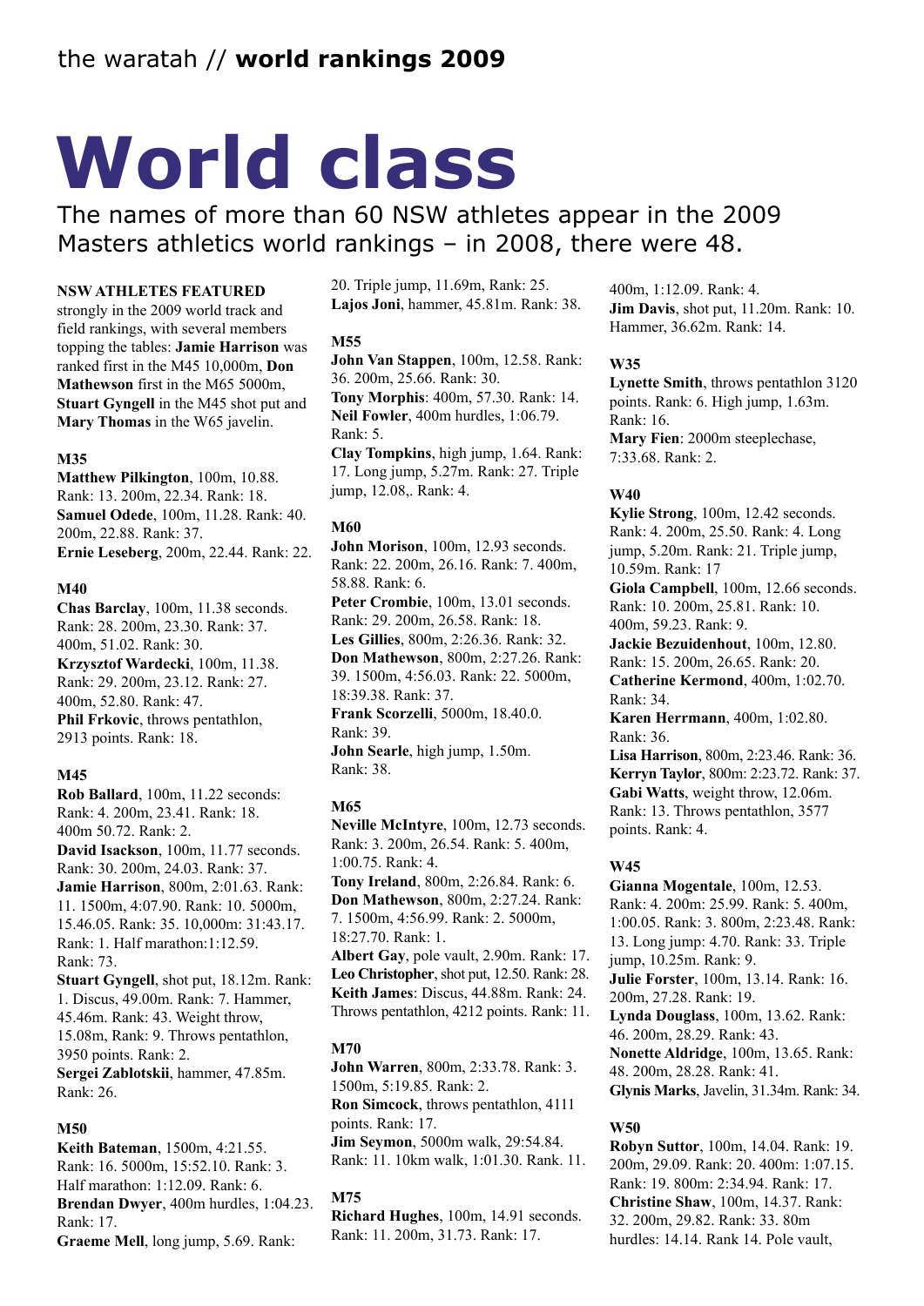# World class

The names of more than 60 NSW athletes appear in the 2009 Masters athletics world rankings – in 2008, there were 48.

**NSW ATHLETES FEATURED** strongly in the 2009 world track and field rankings, with several members topping the tables: **Jamie Harrison** was ranked first in the M45 10,000m, **Don Mathewson** first in the M65 5000m, **Stuart Gyngell** in the M45 shot put and **Mary Thomas** in the W65 javelin.

### M35

**Matthew Pilkington**, 100m, 10.88. Rank: 13. 200m, 22.34. Rank: 18.
**Samuel Odede**, 100m, 11.28. Rank: 40. 200m, 22.88. Rank: 37.
**Ernie Leseberg**, 200m, 22.44. Rank: 22.

### M40

**Chas Barclay**, 100m, 11.38 seconds. Rank: 28. 200m, 23.30. Rank: 37. 400m, 51.02. Rank: 30.
**Krzysztof Wardecki**, 100m, 11.38. Rank: 29. 200m, 23.12. Rank: 27. 400m, 52.80. Rank: 47.
**Phil Frkovic**, throws pentathlon, 2913 points. Rank: 18.

### M45

**Rob Ballard**, 100m, 11.22 seconds: Rank: 4. 200m, 23.41. Rank: 18. 400m 50.72. Rank: 2.
**David Isackson**, 100m, 11.77 seconds. Rank: 30. 200m, 24.03. Rank: 37.
**Jamie Harrison**, 800m, 2:01.63. Rank: 11. 1500m, 4:07.90. Rank: 10. 5000m, 15.46.05. Rank: 35. 10,000m: 31:43.17. Rank: 1. Half marathon:1:12.59. Rank: 73.
**Stuart Gyngell**, shot put, 18.12m. Rank: 1. Discus, 49.00m. Rank: 7. Hammer, 45.46m. Rank: 43. Weight throw, 15.08m, Rank: 9. Throws pentathlon, 3950 points. Rank: 2.
**Sergei Zablotskii**, hammer, 47.85m. Rank: 26.

### M50

**Keith Bateman**, 1500m, 4:21.55. Rank: 16. 5000m, 15:52.10. Rank: 3. Half marathon: 1:12.09. Rank: 6.
**Brendan Dwyer**, 400m hurdles, 1:04.23. Rank: 17.
**Graeme Mell**, long jump, 5.69. Rank: 20. Triple jump, 11.69m, Rank: 25.
**Lajos Joni**, hammer, 45.81m. Rank: 38.

### M55

**John Van Stappen**, 100m, 12.58. Rank: 36. 200m, 25.66. Rank: 30.
**Tony Morphis**: 400m, 57.30. Rank: 14.
**Neil Fowler**, 400m hurdles, 1:06.79. Rank: 5.
**Clay Tompkins**, high jump, 1.64. Rank: 17. Long jump, 5.27m. Rank: 27. Triple jump, 12.08,. Rank: 4.

### M60

**John Morison**, 100m, 12.93 seconds. Rank: 22. 200m, 26.16. Rank: 7. 400m, 58.88. Rank: 6.
**Peter Crombie**, 100m, 13.01 seconds. Rank: 29. 200m, 26.58. Rank: 18.
**Les Gillies**, 800m, 2:26.36. Rank: 32.
**Don Mathewson**, 800m, 2:27.26. Rank: 39. 1500m, 4:56.03. Rank: 22. 5000m, 18:39.38. Rank: 37.
**Frank Scorzelli**, 5000m, 18.40.0. Rank: 39.
**John Searle**, high jump, 1.50m. Rank: 38.

### M65

**Neville McIntyre**, 100m, 12.73 seconds. Rank: 3. 200m, 26.54. Rank: 5. 400m, 1:00.75. Rank: 4.
**Tony Ireland**, 800m, 2:26.84. Rank: 6.
**Don Mathewson**, 800m, 2:27.24. Rank: 7. 1500m, 4:56.99. Rank: 2. 5000m, 18:27.70. Rank: 1.
**Albert Gay**, pole vault, 2.90m. Rank: 17.
**Leo Christopher**, shot put, 12.50. Rank: 28.
**Keith James**: Discus, 44.88m. Rank: 24. Throws pentathlon, 4212 points. Rank: 11.

### M70

**John Warren**, 800m, 2:33.78. Rank: 3. 1500m, 5:19.85. Rank: 2.
**Ron Simcock**, throws pentathlon, 4111 points. Rank: 17.
**Jim Seymon**, 5000m walk, 29:54.84. Rank: 11. 10km walk, 1:01.30. Rank. 11.

### M75

**Richard Hughes**, 100m, 14.91 seconds. Rank: 11. 200m, 31.73. Rank: 17. 400m, 1:12.09. Rank: 4.
**Jim Davis**, shot put, 11.20m. Rank: 10. Hammer, 36.62m. Rank: 14.

### W35

**Lynette Smith**, throws pentathlon 3120 points. Rank: 6. High jump, 1.63m. Rank: 16.
**Mary Fien**: 2000m steeplechase, 7:33.68. Rank: 2.

### W40

**Kylie Strong**, 100m, 12.42 seconds. Rank: 4. 200m, 25.50. Rank: 4. Long jump, 5.20m. Rank: 21. Triple jump, 10.59m. Rank: 17
**Giola Campbell**, 100m, 12.66 seconds. Rank: 10. 200m, 25.81. Rank: 10. 400m, 59.23. Rank: 9.
**Jackie Bezuidenhout**, 100m, 12.80. Rank: 15. 200m, 26.65. Rank: 20.
**Catherine Kermond**, 400m, 1:02.70. Rank: 34.
**Karen Herrmann**, 400m, 1:02.80. Rank: 36.
**Lisa Harrison**, 800m, 2:23.46. Rank: 36.
**Kerryn Taylor**, 800m: 2:23.72. Rank: 37.
**Gabi Watts**, weight throw, 12.06m. Rank: 13. Throws pentathlon, 3577 points. Rank: 4.

### W45

**Gianna Mogentale**, 100m, 12.53. Rank: 4. 200m: 25.99. Rank: 5. 400m, 1:00.05. Rank: 3. 800m, 2:23.48. Rank: 13. Long jump: 4.70. Rank: 33. Triple jump, 10.25m. Rank: 9.
**Julie Forster**, 100m, 13.14. Rank: 16. 200m, 27.28. Rank: 19.
**Lynda Douglass**, 100m, 13.62. Rank: 46. 200m, 28.29. Rank: 43.
**Nonette Aldridge**, 100m, 13.65. Rank: 48. 200m, 28.28. Rank: 41.
**Glynis Marks**, Javelin, 31.34m. Rank: 34.

### W50

**Robyn Suttor**, 100m, 14.04. Rank: 19. 200m, 29.09. Rank: 20. 400m: 1:07.15. Rank: 19. 800m: 2:34.94. Rank: 17.
**Christine Shaw**, 100m, 14.37. Rank: 32. 200m, 29.82. Rank: 33. 80m hurdles: 14.14. Rank 14. Pole vault,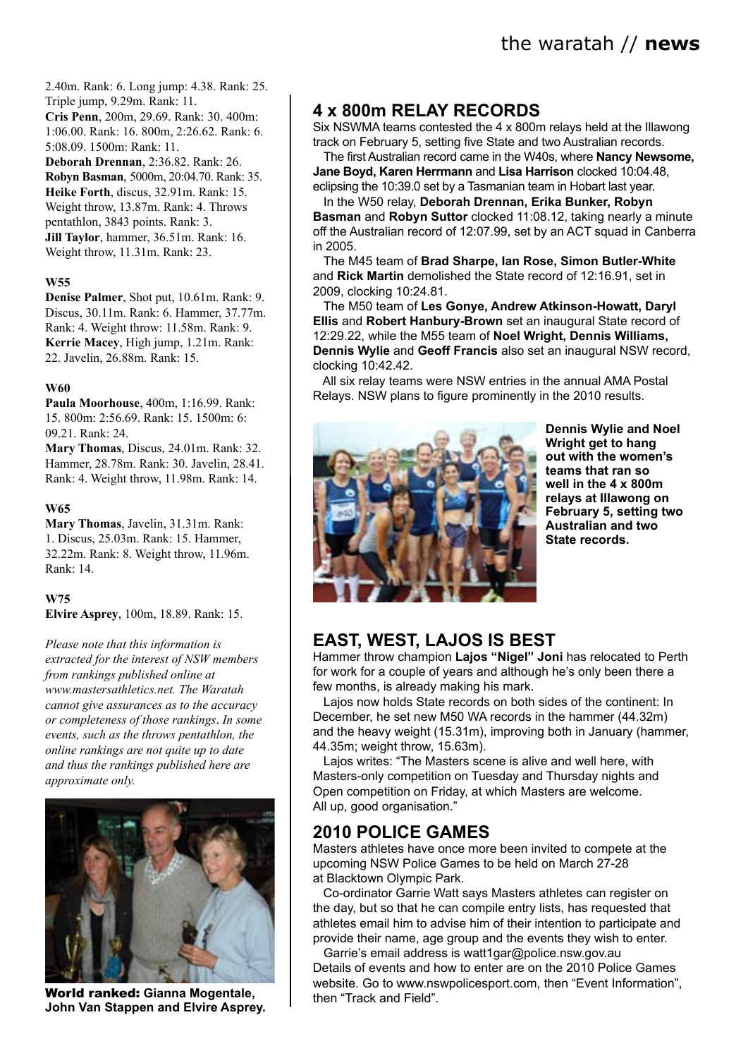2.40m. Rank: 6. Long jump: 4.38. Rank: 25. Triple jump, 9.29m. Rank: 11.
**Cris Penn**, 200m, 29.69. Rank: 30. 400m: 1:06.00. Rank: 16. 800m, 2:26.62. Rank: 6. 5:08.09. 1500m: Rank: 11.
**Deborah Drennan**, 2:36.82. Rank: 26.
**Robyn Basman**, 5000m, 20:04.70. Rank: 35.
**Heike Forth**, discus, 32.91m. Rank: 15. Weight throw, 13.87m. Rank: 4. Throws pentathlon, 3843 points. Rank: 3.
**Jill Taylor**, hammer, 36.51m. Rank: 16. Weight throw, 11.31m. Rank: 23.

### W55

**Denise Palmer**, Shot put, 10.61m. Rank: 9. Discus, 30.11m. Rank: 6. Hammer, 37.77m. Rank: 4. Weight throw: 11.58m. Rank: 9.
**Kerrie Macey**, High jump, 1.21m. Rank: 22. Javelin, 26.88m. Rank: 15.

### W60

**Paula Moorhouse**, 400m, 1:16.99. Rank: 15. 800m: 2:56.69. Rank: 15. 1500m: 6: 09.21. Rank: 24.
**Mary Thomas**, Discus, 24.01m. Rank: 32. Hammer, 28.78m. Rank: 30. Javelin, 28.41. Rank: 4. Weight throw, 11.98m. Rank: 14.

### W65

**Mary Thomas**, Javelin, 31.31m. Rank: 1. Discus, 25.03m. Rank: 15. Hammer, 32.22m. Rank: 8. Weight throw, 11.96m. Rank: 14.

### W75

**Elvire Asprey**, 100m, 18.89. Rank: 15.

*Please note that this information is extracted for the interest of NSW members from rankings published online at www.mastersathletics.net. The Waratah cannot give assurances as to the accuracy or completeness of those rankings. In some events, such as the throws pentathlon, the online rankings are not quite up to date and thus the rankings published here are approximate only.*

**World ranked: Gianna Mogentale, John Van Stappen and Elvire Asprey.**

## 4 x 800m RELAY RECORDS

Six NSWMA teams contested the 4 x 800m relays held at the Illawong track on February 5, setting five State and two Australian records.

The first Australian record came in the W40s, where **Nancy Newsome, Jane Boyd, Karen Herrmann** and **Lisa Harrison** clocked 10:04.48, eclipsing the 10:39.0 set by a Tasmanian team in Hobart last year.

In the W50 relay, **Deborah Drennan, Erika Bunker, Robyn Basman** and **Robyn Suttor** clocked 11:08.12, taking nearly a minute off the Australian record of 12:07.99, set by an ACT squad in Canberra in 2005.

The M45 team of **Brad Sharpe, Ian Rose, Simon Butler-White** and **Rick Martin** demolished the State record of 12:16.91, set in 2009, clocking 10:24.81.

The M50 team of **Les Gonye, Andrew Atkinson-Howatt, Daryl Ellis** and **Robert Hanbury-Brown** set an inaugural State record of 12:29.22, while the M55 team of **Noel Wright, Dennis Williams, Dennis Wylie** and **Geoff Francis** also set an inaugural NSW record, clocking 10:42.42.

All six relay teams were NSW entries in the annual AMA Postal Relays. NSW plans to figure prominently in the 2010 results.

**Dennis Wylie and Noel Wright get to hang out with the women's teams that ran so well in the 4 x 800m relays at Illawong on February 5, setting two Australian and two State records.**

## EAST, WEST, LAJOS IS BEST

Hammer throw champion **Lajos "Nigel" Joni** has relocated to Perth for work for a couple of years and although he's only been there a few months, is already making his mark.

Lajos now holds State records on both sides of the continent: In December, he set new M50 WA records in the hammer (44.32m) and the heavy weight (15.31m), improving both in January (hammer, 44.35m; weight throw, 15.63m).

Lajos writes: "The Masters scene is alive and well here, with Masters-only competition on Tuesday and Thursday nights and Open competition on Friday, at which Masters are welcome. All up, good organisation."

## 2010 POLICE GAMES

Masters athletes have once more been invited to compete at the upcoming NSW Police Games to be held on March 27-28 at Blacktown Olympic Park.

Co-ordinator Garrie Watt says Masters athletes can register on the day, but so that he can compile entry lists, has requested that athletes email him to advise him of their intention to participate and provide their name, age group and the events they wish to enter.

Garrie's email address is watt1gar@police.nsw.gov.au
Details of events and how to enter are on the 2010 Police Games website. Go to www.nswpolicesport.com, then "Event Information", then "Track and Field".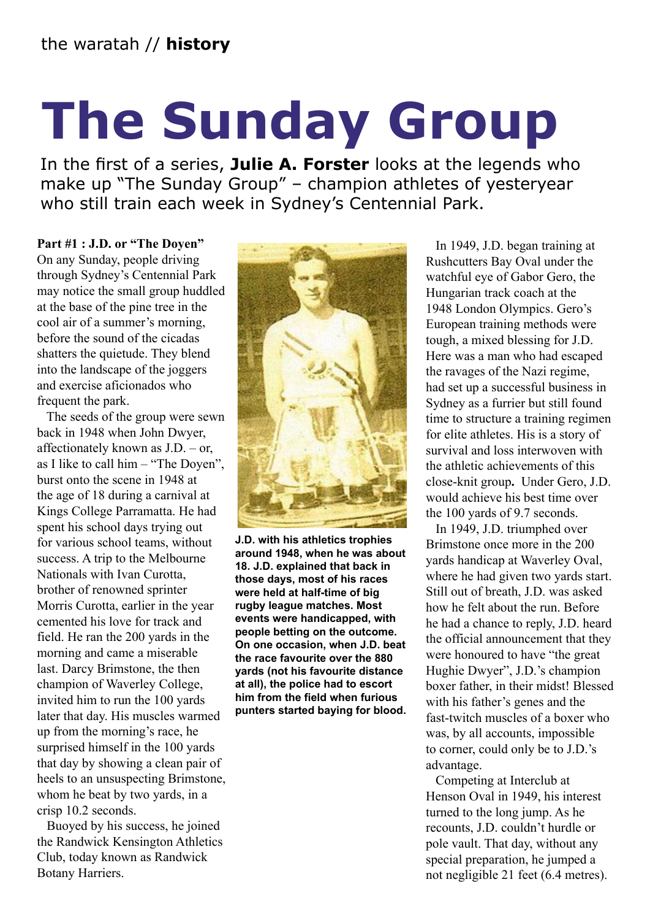the waratah // **history**

# The Sunday Group

In the first of a series, **Julie A. Forster** looks at the legends who make up "The Sunday Group" – champion athletes of yesteryear who still train each week in Sydney's Centennial Park.

**Part #1 : J.D. or "The Doyen"**

On any Sunday, people driving through Sydney's Centennial Park may notice the small group huddled at the base of the pine tree in the cool air of a summer's morning, before the sound of the cicadas shatters the quietude. They blend into the landscape of the joggers and exercise aficionados who frequent the park.

The seeds of the group were sewn back in 1948 when John Dwyer, affectionately known as J.D. – or, as I like to call him – "The Doyen", burst onto the scene in 1948 at the age of 18 during a carnival at Kings College Parramatta. He had spent his school days trying out for various school teams, without success. A trip to the Melbourne Nationals with Ivan Curotta, brother of renowned sprinter Morris Curotta, earlier in the year cemented his love for track and field. He ran the 200 yards in the morning and came a miserable last. Darcy Brimstone, the then champion of Waverley College, invited him to run the 100 yards later that day. His muscles warmed up from the morning's race, he surprised himself in the 100 yards that day by showing a clean pair of heels to an unsuspecting Brimstone, whom he beat by two yards, in a crisp 10.2 seconds.

Buoyed by his success, he joined the Randwick Kensington Athletics Club, today known as Randwick Botany Harriers.

**J.D. with his athletics trophies around 1948, when he was about 18. J.D. explained that back in those days, most of his races were held at half-time of big rugby league matches. Most events were handicapped, with people betting on the outcome. On one occasion, when J.D. beat the race favourite over the 880 yards (not his favourite distance at all), the police had to escort him from the field when furious punters started baying for blood.**

In 1949, J.D. began training at Rushcutters Bay Oval under the watchful eye of Gabor Gero, the Hungarian track coach at the 1948 London Olympics. Gero's European training methods were tough, a mixed blessing for J.D. Here was a man who had escaped the ravages of the Nazi regime, had set up a successful business in Sydney as a furrier but still found time to structure a training regimen for elite athletes. His is a story of survival and loss interwoven with the athletic achievements of this close-knit group**.** Under Gero, J.D. would achieve his best time over the 100 yards of 9.7 seconds.

In 1949, J.D. triumphed over Brimstone once more in the 200 yards handicap at Waverley Oval, where he had given two yards start. Still out of breath, J.D. was asked how he felt about the run. Before he had a chance to reply, J.D. heard the official announcement that they were honoured to have "the great Hughie Dwyer", J.D.'s champion boxer father, in their midst! Blessed with his father's genes and the fast-twitch muscles of a boxer who was, by all accounts, impossible to corner, could only be to J.D.'s advantage.

Competing at Interclub at Henson Oval in 1949, his interest turned to the long jump. As he recounts, J.D. couldn't hurdle or pole vault. That day, without any special preparation, he jumped a not negligible 21 feet (6.4 metres).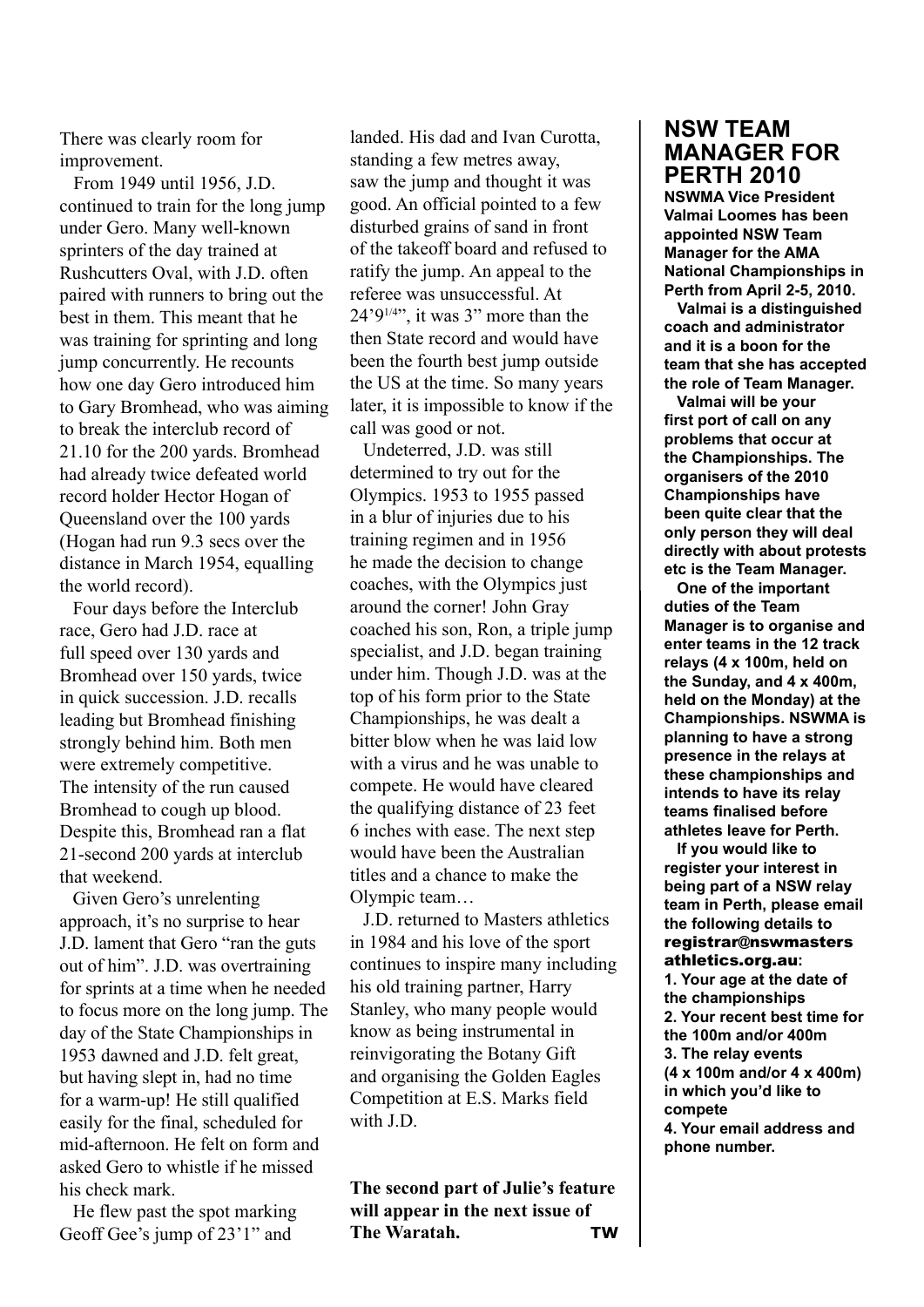There was clearly room for improvement.

From 1949 until 1956, J.D. continued to train for the long jump under Gero. Many well-known sprinters of the day trained at Rushcutters Oval, with J.D. often paired with runners to bring out the best in them. This meant that he was training for sprinting and long jump concurrently. He recounts how one day Gero introduced him to Gary Bromhead, who was aiming to break the interclub record of 21.10 for the 200 yards. Bromhead had already twice defeated world record holder Hector Hogan of Queensland over the 100 yards (Hogan had run 9.3 secs over the distance in March 1954, equalling the world record).

Four days before the Interclub race, Gero had J.D. race at full speed over 130 yards and Bromhead over 150 yards, twice in quick succession. J.D. recalls leading but Bromhead finishing strongly behind him. Both men were extremely competitive. The intensity of the run caused Bromhead to cough up blood. Despite this, Bromhead ran a flat 21-second 200 yards at interclub that weekend.

Given Gero's unrelenting approach, it's no surprise to hear J.D. lament that Gero "ran the guts out of him". J.D. was overtraining for sprints at a time when he needed to focus more on the long jump. The day of the State Championships in 1953 dawned and J.D. felt great, but having slept in, had no time for a warm-up! He still qualified easily for the final, scheduled for mid-afternoon. He felt on form and asked Gero to whistle if he missed his check mark.

He flew past the spot marking Geoff Gee's jump of 23'1" and landed. His dad and Ivan Curotta, standing a few metres away, saw the jump and thought it was good. An official pointed to a few disturbed grains of sand in front of the takeoff board and refused to ratify the jump. An appeal to the referee was unsuccessful. At 24'9$^{1/4}$", it was 3" more than the then State record and would have been the fourth best jump outside the US at the time. So many years later, it is impossible to know if the call was good or not.

Undeterred, J.D. was still determined to try out for the Olympics. 1953 to 1955 passed in a blur of injuries due to his training regimen and in 1956 he made the decision to change coaches, with the Olympics just around the corner! John Gray coached his son, Ron, a triple jump specialist, and J.D. began training under him. Though J.D. was at the top of his form prior to the State Championships, he was dealt a bitter blow when he was laid low with a virus and he was unable to compete. He would have cleared the qualifying distance of 23 feet 6 inches with ease. The next step would have been the Australian titles and a chance to make the Olympic team…

J.D. returned to Masters athletics in 1984 and his love of the sport continues to inspire many including his old training partner, Harry Stanley, who many people would know as being instrumental in reinvigorating the Botany Gift and organising the Golden Eagles Competition at E.S. Marks field with J.D.

**The second part of Julie's feature will appear in the next issue of The Waratah.** TW

## NSW TEAM MANAGER FOR PERTH 2010

**NSWMA Vice President Valmai Loomes has been appointed NSW Team Manager for the AMA National Championships in Perth from April 2-5, 2010.**

**Valmai is a distinguished coach and administrator and it is a boon for the team that she has accepted the role of Team Manager.**

**Valmai will be your first port of call on any problems that occur at the Championships. The organisers of the 2010 Championships have been quite clear that the only person they will deal directly with about protests etc is the Team Manager.**

**One of the important duties of the Team Manager is to organise and enter teams in the 12 track relays (4 x 100m, held on the Sunday, and 4 x 400m, held on the Monday) at the Championships. NSWMA is planning to have a strong presence in the relays at these championships and intends to have its relay teams finalised before athletes leave for Perth.**

**If you would like to register your interest in being part of a NSW relay team in Perth, please email the following details to registrar@nswmastersathletics.org.au:**

**1. Your age at the date of the championships**
**2. Your recent best time for the 100m and/or 400m**
**3. The relay events (4 x 100m and/or 4 x 400m) in which you'd like to compete**
**4. Your email address and phone number.**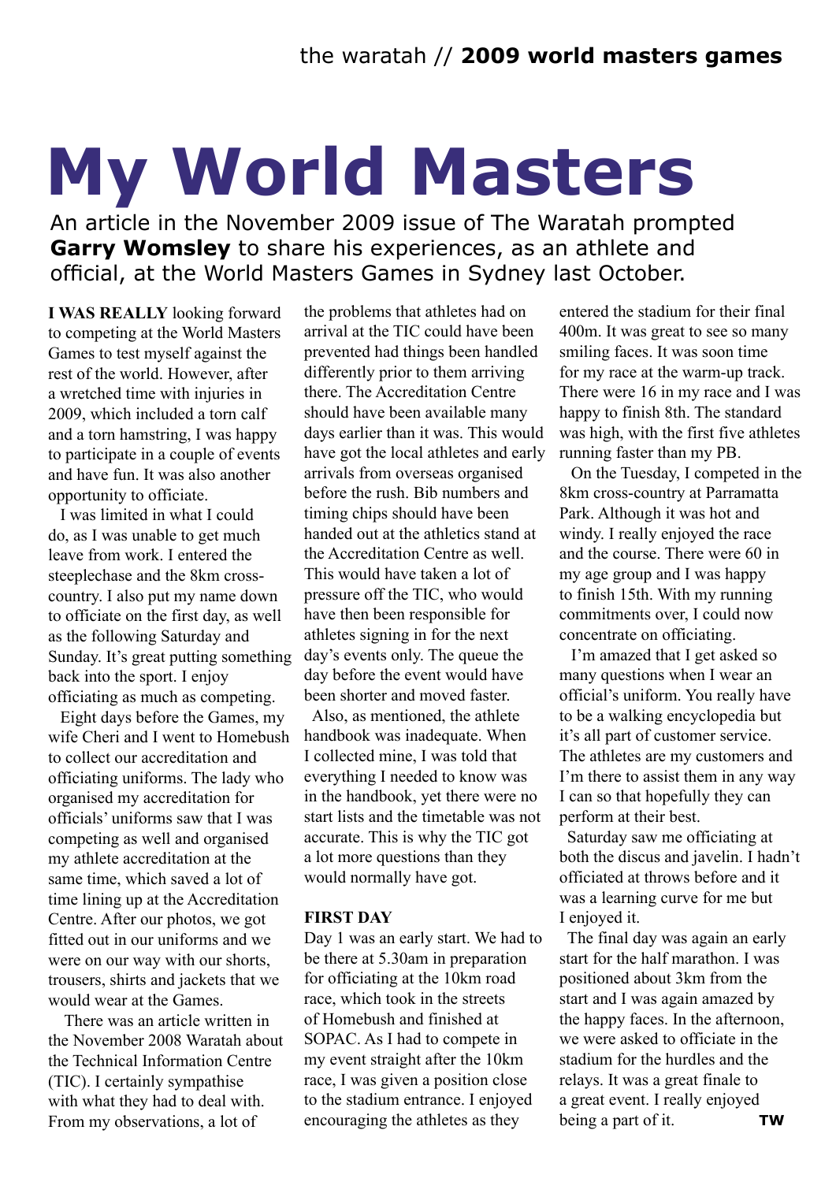# My World Masters

An article in the November 2009 issue of The Waratah prompted **Garry Womsley** to share his experiences, as an athlete and official, at the World Masters Games in Sydney last October.

**I WAS REALLY** looking forward to competing at the World Masters Games to test myself against the rest of the world. However, after a wretched time with injuries in 2009, which included a torn calf and a torn hamstring, I was happy to participate in a couple of events and have fun. It was also another opportunity to officiate.

I was limited in what I could do, as I was unable to get much leave from work. I entered the steeplechase and the 8km cross-country. I also put my name down to officiate on the first day, as well as the following Saturday and Sunday. It's great putting something back into the sport. I enjoy officiating as much as competing.

Eight days before the Games, my wife Cheri and I went to Homebush to collect our accreditation and officiating uniforms. The lady who organised my accreditation for officials' uniforms saw that I was competing as well and organised my athlete accreditation at the same time, which saved a lot of time lining up at the Accreditation Centre. After our photos, we got fitted out in our uniforms and we were on our way with our shorts, trousers, shirts and jackets that we would wear at the Games.

There was an article written in the November 2008 Waratah about the Technical Information Centre (TIC). I certainly sympathise with what they had to deal with. From my observations, a lot of the problems that athletes had on arrival at the TIC could have been prevented had things been handled differently prior to them arriving there. The Accreditation Centre should have been available many days earlier than it was. This would have got the local athletes and early arrivals from overseas organised before the rush. Bib numbers and timing chips should have been handed out at the athletics stand at the Accreditation Centre as well. This would have taken a lot of pressure off the TIC, who would have then been responsible for athletes signing in for the next day's events only. The queue the day before the event would have been shorter and moved faster.

Also, as mentioned, the athlete handbook was inadequate. When I collected mine, I was told that everything I needed to know was in the handbook, yet there were no start lists and the timetable was not accurate. This is why the TIC got a lot more questions than they would normally have got.

**FIRST DAY**

Day 1 was an early start. We had to be there at 5.30am in preparation for officiating at the 10km road race, which took in the streets of Homebush and finished at SOPAC. As I had to compete in my event straight after the 10km race, I was given a position close to the stadium entrance. I enjoyed encouraging the athletes as they entered the stadium for their final 400m. It was great to see so many smiling faces. It was soon time for my race at the warm-up track. There were 16 in my race and I was happy to finish 8th. The standard was high, with the first five athletes running faster than my PB.

On the Tuesday, I competed in the 8km cross-country at Parramatta Park. Although it was hot and windy. I really enjoyed the race and the course. There were 60 in my age group and I was happy to finish 15th. With my running commitments over, I could now concentrate on officiating.

I'm amazed that I get asked so many questions when I wear an official's uniform. You really have to be a walking encyclopedia but it's all part of customer service. The athletes are my customers and I'm there to assist them in any way I can so that hopefully they can perform at their best.

Saturday saw me officiating at both the discus and javelin. I hadn't officiated at throws before and it was a learning curve for me but I enjoyed it.

The final day was again an early start for the half marathon. I was positioned about 3km from the start and I was again amazed by the happy faces. In the afternoon, we were asked to officiate in the stadium for the hurdles and the relays. It was a great finale to a great event. I really enjoyed being a part of it. **TW**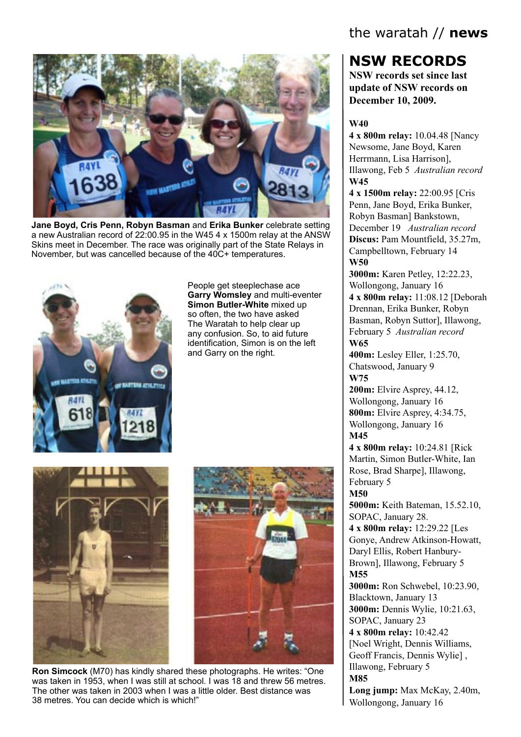Jane Boyd, Cris Penn, Robyn Basman and Erika Bunker celebrate setting a new Australian record of 22:00.95 in the W45 4 x 1500m relay at the ANSW Skins meet in December. The race was originally part of the State Relays in November, but was cancelled because of the 40C+ temperatures.

People get steeplechase ace **Garry Womsley** and multi-eventer **Simon Butler-White** mixed up so often, the two have asked The Waratah to help clear up any confusion. So, to aid future identification, Simon is on the left and Garry on the right.

**Ron Simcock** (M70) has kindly shared these photographs. He writes: "One was taken in 1953, when I was still at school. I was 18 and threw 56 metres. The other was taken in 2003 when I was a little older. Best distance was 38 metres. You can decide which is which!"

# NSW RECORDS

**NSW records set since last update of NSW records on December 10, 2009.**

**W40**

**4 x 800m relay:** 10.04.48 [Nancy Newsome, Jane Boyd, Karen Herrmann, Lisa Harrison], Illawong, Feb 5 *Australian record*

**W45**

**4 x 1500m relay:** 22:00.95 [Cris Penn, Jane Boyd, Erika Bunker, Robyn Basman] Bankstown, December 19 *Australian record*

**Discus:** Pam Mountfield, 35.27m, Campbelltown, February 14

**W50**

**3000m:** Karen Petley, 12:22.23, Wollongong, January 16

**4 x 800m relay:** 11:08.12 [Deborah Drennan, Erika Bunker, Robyn Basman, Robyn Suttor], Illawong, February 5 *Australian record*

**W65**

**400m:** Lesley Eller, 1:25.70, Chatswood, January 9

**W75**

**200m:** Elvire Asprey, 44.12, Wollongong, January 16

**800m:** Elvire Asprey, 4:34.75, Wollongong, January 16

**M45**

**4 x 800m relay:** 10:24.81 [Rick Martin, Simon Butler-White, Ian Rose, Brad Sharpe], Illawong, February 5

**M50**

**5000m:** Keith Bateman, 15.52.10, SOPAC, January 28.

**4 x 800m relay:** 12:29.22 [Les Gonye, Andrew Atkinson-Howatt, Daryl Ellis, Robert Hanbury-Brown], Illawong, February 5

**M55**

**3000m:** Ron Schwebel, 10:23.90, Blacktown, January 13

**3000m:** Dennis Wylie, 10:21.63, SOPAC, January 23

**4 x 800m relay:** 10:42.42 [Noel Wright, Dennis Williams, Geoff Francis, Dennis Wylie] , Illawong, February 5

**M85**

**Long jump:** Max McKay, 2.40m, Wollongong, January 16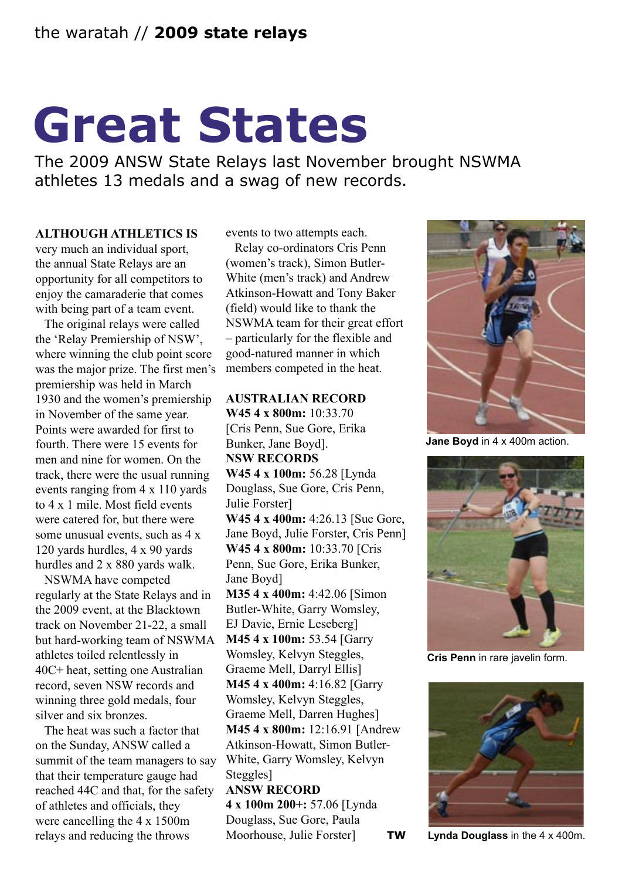# Great States

The 2009 ANSW State Relays last November brought NSWMA athletes 13 medals and a swag of new records.

**ALTHOUGH ATHLETICS IS** very much an individual sport, the annual State Relays are an opportunity for all competitors to enjoy the camaraderie that comes with being part of a team event.

The original relays were called the 'Relay Premiership of NSW', where winning the club point score was the major prize. The first men's premiership was held in March 1930 and the women's premiership in November of the same year. Points were awarded for first to fourth. There were 15 events for men and nine for women. On the track, there were the usual running events ranging from 4 x 110 yards to 4 x 1 mile. Most field events were catered for, but there were some unusual events, such as 4 x 120 yards hurdles, 4 x 90 yards hurdles and 2 x 880 yards walk.

NSWMA have competed regularly at the State Relays and in the 2009 event, at the Blacktown track on November 21-22, a small but hard-working team of NSWMA athletes toiled relentlessly in 40C+ heat, setting one Australian record, seven NSW records and winning three gold medals, four silver and six bronzes.

The heat was such a factor that on the Sunday, ANSW called a summit of the team managers to say that their temperature gauge had reached 44C and that, for the safety of athletes and officials, they were cancelling the 4 x 1500m relays and reducing the throws events to two attempts each.

Relay co-ordinators Cris Penn (women's track), Simon Butler-White (men's track) and Andrew Atkinson-Howatt and Tony Baker (field) would like to thank the NSWMA team for their great effort – particularly for the flexible and good-natured manner in which members competed in the heat.

**AUSTRALIAN RECORD**

**W45 4 x 800m:** 10:33.70 [Cris Penn, Sue Gore, Erika Bunker, Jane Boyd].

**NSW RECORDS**

**W45 4 x 100m:** 56.28 [Lynda Douglass, Sue Gore, Cris Penn, Julie Forster]

**W45 4 x 400m:** 4:26.13 [Sue Gore, Jane Boyd, Julie Forster, Cris Penn]

**W45 4 x 800m:** 10:33.70 [Cris Penn, Sue Gore, Erika Bunker, Jane Boyd]

**M35 4 x 400m:** 4:42.06 [Simon Butler-White, Garry Womsley, EJ Davie, Ernie Leseberg]

**M45 4 x 100m:** 53.54 [Garry Womsley, Kelvyn Steggles, Graeme Mell, Darryl Ellis]

**M45 4 x 400m:** 4:16.82 [Garry Womsley, Kelvyn Steggles, Graeme Mell, Darren Hughes]

**M45 4 x 800m:** 12:16.91 [Andrew Atkinson-Howatt, Simon Butler-White, Garry Womsley, Kelvyn Steggles]

**ANSW RECORD**

**4 x 100m 200+:** 57.06 [Lynda Douglass, Sue Gore, Paula Moorhouse, Julie Forster] **TW**

**Jane Boyd** in 4 x 400m action.

**Cris Penn** in rare javelin form.

**Lynda Douglass** in the 4 x 400m.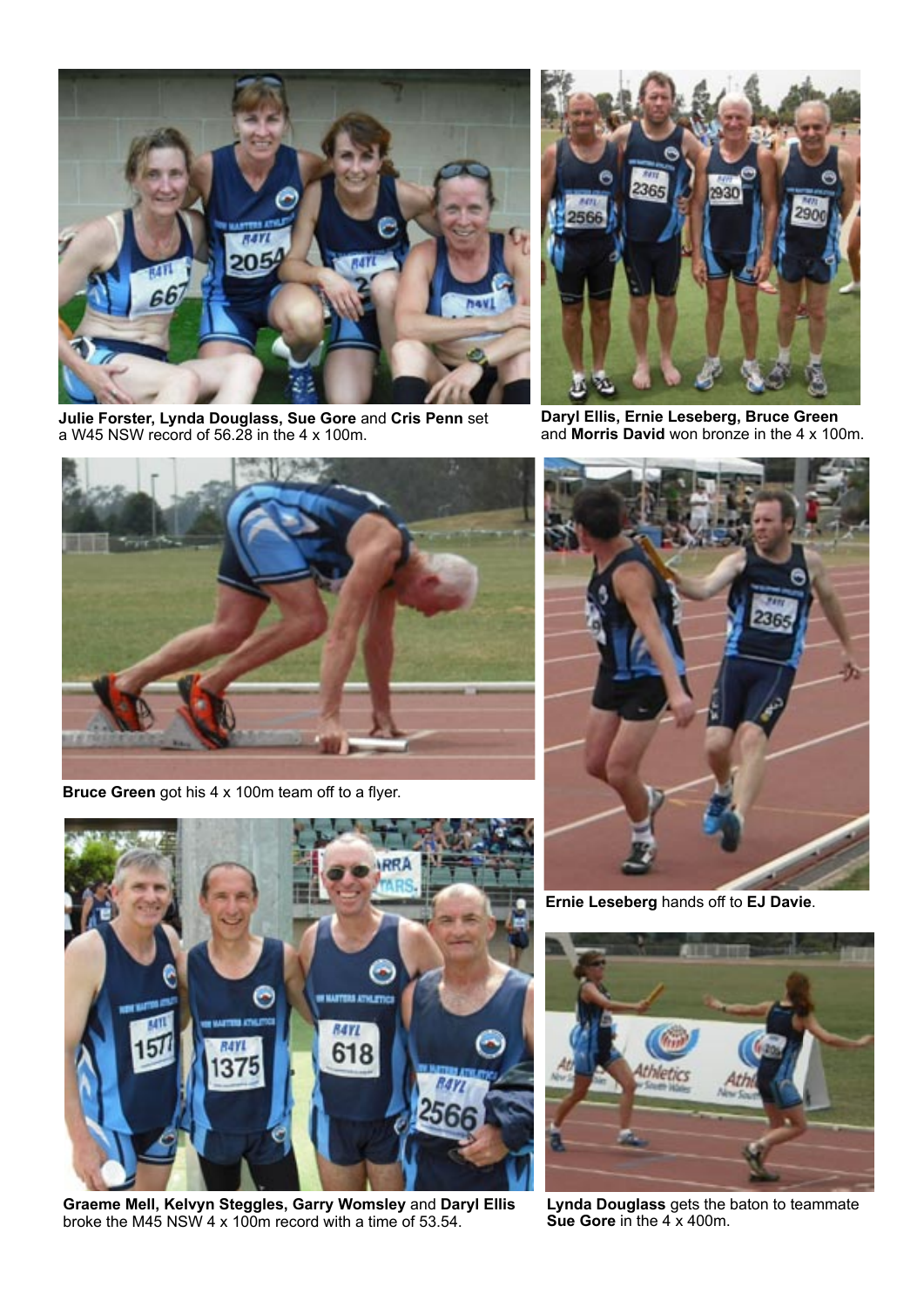**Julie Forster, Lynda Douglass, Sue Gore** and **Cris Penn** set a W45 NSW record of 56.28 in the 4 x 100m.

**Daryl Ellis, Ernie Leseberg, Bruce Green** and **Morris David** won bronze in the 4 x 100m.

**Bruce Green** got his 4 x 100m team off to a flyer.

**Ernie Leseberg** hands off to **EJ Davie**.

**Graeme Mell, Kelvyn Steggles, Garry Womsley** and **Daryl Ellis** broke the M45 NSW 4 x 100m record with a time of 53.54.

**Lynda Douglass** gets the baton to teammate **Sue Gore** in the 4 x 400m.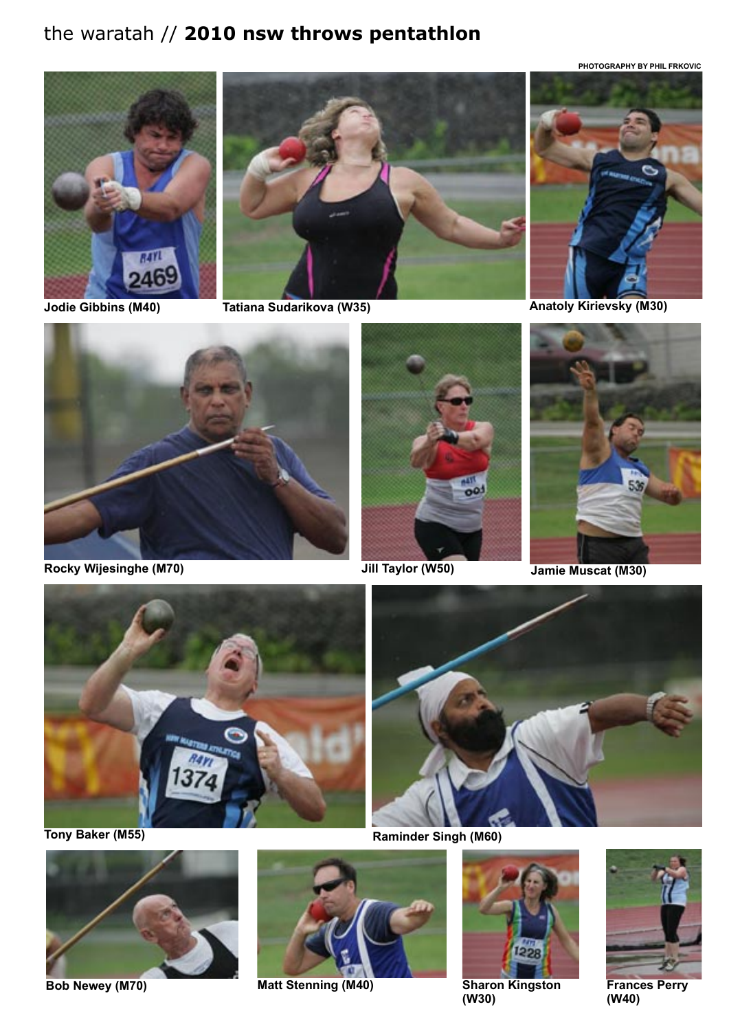the waratah // **2010 nsw throws pentathlon**

PHOTOGRAPHY BY PHIL FRKOVIC

**Jodie Gibbins (M40)**

**Tatiana Sudarikova (W35)**

**Anatoly Kirievsky (M30)**

**Rocky Wijesinghe (M70)**

**Jill Taylor (W50)**

**Jamie Muscat (M30)**

**Tony Baker (M55)**

**Raminder Singh (M60)**

**Bob Newey (M70)**

**Matt Stenning (M40)**

**Sharon Kingston (W30)**

**Frances Perry (W40)**